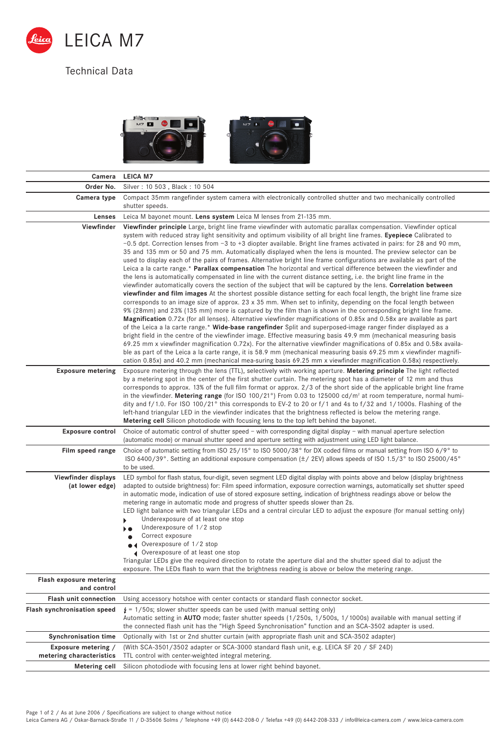# LEICA M7

## Technical Data

| Camera | LEICA M7 |
|---|---|
| Order No. | Silver : 10 503 , Black : 10 504 |
| Camera type | Compact 35mm rangefinder system camera with electronically controlled shutter and two mechanically controlled shutter speeds. |
| Lenses | Leica M bayonet mount. **Lens system** Leica M lenses from 21-135 mm. |
| Viewfinder | **Viewfinder principle** Large, bright line frame viewfinder with automatic parallax compensation. Viewfinder optical system with reduced stray light sensitivity and optimum visibility of all bright line frames. **Eyepiece** Calibrated to –0.5 dpt. Correction lenses from –3 to +3 diopter available. Bright line frames activated in pairs: for 28 and 90 mm, 35 and 135 mm or 50 and 75 mm. Automatically displayed when the lens is mounted. The preview selector can be used to display each of the pairs of frames. Alternative bright line frame configurations are available as part of the Leica a la carte range.* **Parallax compensation** The horizontal and vertical difference between the viewfinder and the lens is automatically compensated in line with the current distance setting, i.e. the bright line frame in the viewfinder automatically covers the section of the subject that will be captured by the lens. **Correlation between viewfinder and film images** At the shortest possible distance setting for each focal length, the bright line frame size corresponds to an image size of approx. 23 x 35 mm. When set to infinity, depending on the focal length between 9% (28mm) and 23% (135 mm) more is captured by the film than is shown in the corresponding bright line frame. **Magnification** 0.72x (for all lenses). Alternative viewfinder magnifications of 0.85x and 0.58x are available as part of the Leica a la carte range.* **Wide-base rangefinder** Split and superposed-image ranger finder displayed as a bright field in the centre of the viewfinder image. Effective measuring basis 49.9 mm (mechanical measuring basis 69.25 mm x viewfinder magnification 0.72x). For the alternative viewfinder magnifications of 0.85x and 0.58x available as part of the Leica a la carte range, it is 58.9 mm (mechanical measuring basis 69.25 mm x viewfinder magnification 0.85x) and 40.2 mm (mechanical mea-suring basis 69.25 mm x viewfinder magnification 0.58x) respectively. |
| Exposure metering | Exposure metering through the lens (TTL), selectively with working aperture. **Metering principle** The light reflected by a metering spot in the center of the first shutter curtain. The metering spot has a diameter of 12 mm and thus corresponds to approx. 13% of the full film format or approx. 2/3 of the short side of the applicable bright line frame in the viewfinder. **Metering range** (for ISO 100/21°) From 0.03 to 125000 cd/m² at room temperature, normal humidity and f/1.0. For ISO 100/21° this corresponds to EV-2 to 20 or f/1 and 4s to f/32 and 1/1000s. Flashing of the left-hand triangular LED in the viewfinder indicates that the brightness reflected is below the metering range. **Metering cell** Silicon photodiode with focusing lens to the top left behind the bayonet. |
| Exposure control | Choice of automatic control of shutter speed – with corresponding digital display – with manual aperture selection (automatic mode) or manual shutter speed and aperture setting with adjustment using LED light balance. |
| Film speed range | Choice of automatic setting from ISO 25/15° to ISO 5000/38° for DX coded films or manual setting from ISO 6/9° to ISO 6400/39°. Setting an additional exposure compensation (±/ 2EV) allows speeds of ISO 1.5/3° to ISO 25000/45° to be used. |
| Viewfinder displays (at lower edge) | LED symbol for flash status, four-digit, seven segment LED digital display with points above and below (display brightness adapted to outside brightness) for: Film speed information, exposure correction warnings, automatically set shutter speed in automatic mode, indication of use of stored exposure setting, indication of brightness readings above or below the metering range in automatic mode and progress of shutter speeds slower than 2s. LED light balance with two triangular LEDs and a central circular LED to adjust the exposure (for manual setting only) ▸ Underexposure of at least one stop; ▸● Underexposure of 1/2 stop; ● Correct exposure; ●◂ Overexposure of 1/2 stop; ◂ Overexposure of at least one stop. Triangular LEDs give the required direction to rotate the aperture dial and the shutter speed dial to adjust the exposure. The LEDs flash to warn that the brightness reading is above or below the metering range. |
| Flash exposure metering and control | |
| Flash unit connection | Using accessory hotshoe with center contacts or standard flash connector socket. |
| Flash synchronisation speed | ϟ = 1/50s; slower shutter speeds can be used (with manual setting only) Automatic setting in **AUTO** mode; faster shutter speeds (1/250s, 1/500s, 1/1000s) available with manual setting if the connected flash unit has the “High Speed Synchronisation” function and an SCA-3502 adapter is used. |
| Synchronisation time | Optionally with 1st or 2nd shutter curtain (with appropriate flash unit and SCA-3502 adapter) |
| Exposure metering / metering characteristics | (With SCA-3501/3502 adapter or SCA-3000 standard flash unit, e.g. LEICA SF 20 / SF 24D) TTL control with center-weighted integral metering. |
| Metering cell | Silicon photodiode with focusing lens at lower right behind bayonet. |

As at June 2006 / Specifications are subject to change without notice

Leica Camera AG / Oskar-Barnack-Straße 11 / D-35606 Solms / Telephone +49 (0) 6442-208-0 / Telefax +49 (0) 6442-208-333 / info@leica-camera.com / www.leica-camera.com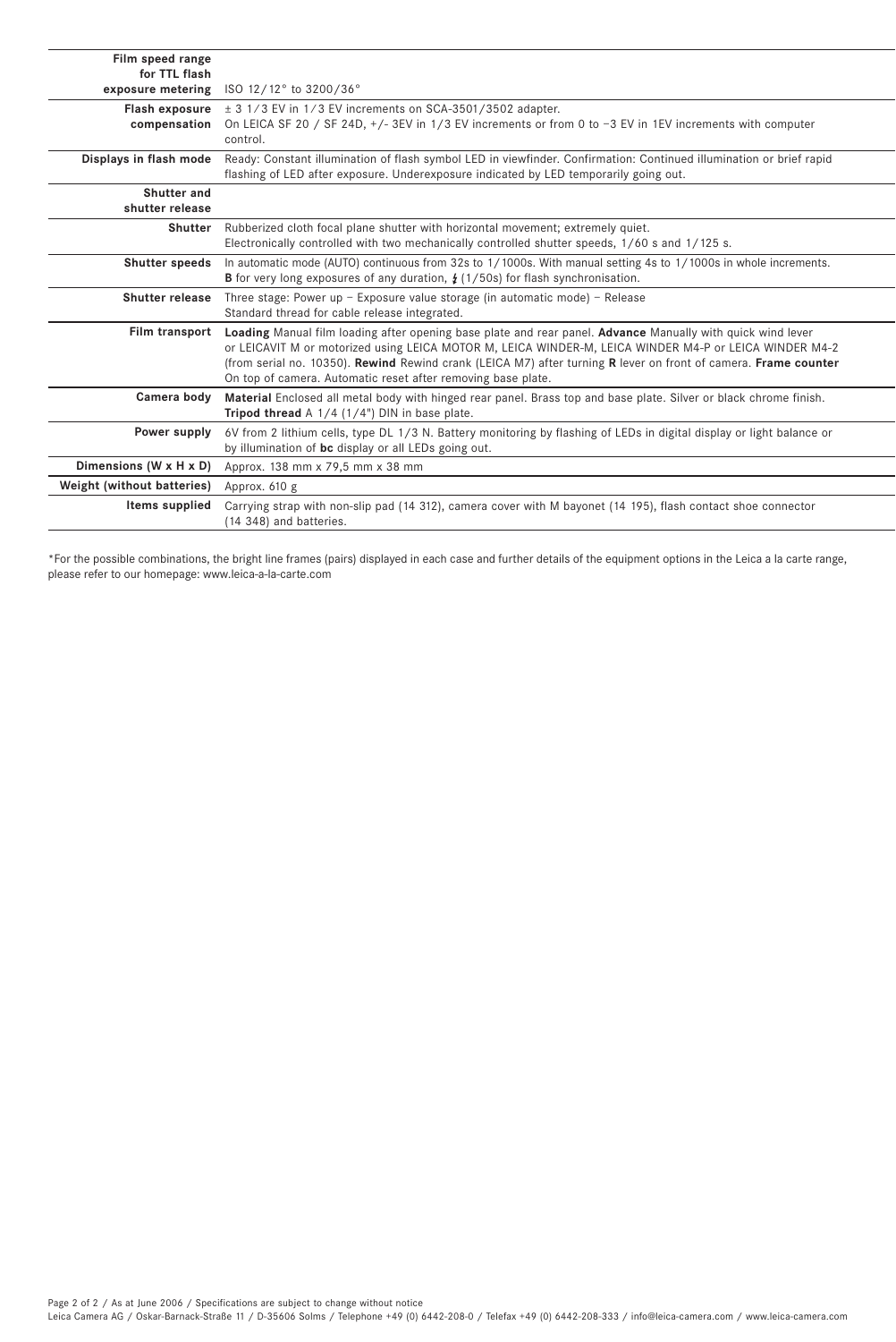| | |
|---|---|
| **Film speed range for TTL flash exposure metering** | ISO 12/12° to 3200/36° |
| **Flash exposure compensation** | ± 3 1/3 EV in 1/3 EV increments on SCA-3501/3502 adapter. On LEICA SF 20 / SF 24D, +/- 3EV in 1/3 EV increments or from 0 to −3 EV in 1EV increments with computer control. |
| **Displays in flash mode** | Ready: Constant illumination of flash symbol LED in viewfinder. Confirmation: Continued illumination or brief rapid flashing of LED after exposure. Underexposure indicated by LED temporarily going out. |
| **Shutter and shutter release** | |
| **Shutter** | Rubberized cloth focal plane shutter with horizontal movement; extremely quiet. Electronically controlled with two mechanically controlled shutter speeds, 1/60 s and 1/125 s. |
| **Shutter speeds** | In automatic mode (AUTO) continuous from 32s to 1/1000s. With manual setting 4s to 1/1000s in whole increments. **B** for very long exposures of any duration, ϟ (1/50s) for flash synchronisation. |
| **Shutter release** | Three stage: Power up – Exposure value storage (in automatic mode) – Release Standard thread for cable release integrated. |
| **Film transport** | **Loading** Manual film loading after opening base plate and rear panel. **Advance** Manually with quick wind lever or LEICAVIT M or motorized using LEICA MOTOR M, LEICA WINDER-M, LEICA WINDER M4-P or LEICA WINDER M4-2 (from serial no. 10350). **Rewind** Rewind crank (LEICA M7) after turning **R** lever on front of camera. **Frame counter** On top of camera. Automatic reset after removing base plate. |
| **Camera body** | **Material** Enclosed all metal body with hinged rear panel. Brass top and base plate. Silver or black chrome finish. **Tripod thread** A 1/4 (1/4") DIN in base plate. |
| **Power supply** | 6V from 2 lithium cells, type DL 1/3 N. Battery monitoring by flashing of LEDs in digital display or light balance or by illumination of **bc** display or all LEDs going out. |
| **Dimensions (W x H x D)** | Approx. 138 mm x 79,5 mm x 38 mm |
| **Weight (without batteries)** | Approx. 610 g |
| **Items supplied** | Carrying strap with non-slip pad (14 312), camera cover with M bayonet (14 195), flash contact shoe connector (14 348) and batteries. |

*For the possible combinations, the bright line frames (pairs) displayed in each case and further details of the equipment options in the Leica a la carte range, please refer to our homepage: www.leica-a-la-carte.com

Page 2 of 2 / As at June 2006 / Specifications are subject to change without notice
Leica Camera AG / Oskar-Barnack-Straße 11 / D-35606 Solms / Telephone +49 (0) 6442-208-0 / Telefax +49 (0) 6442-208-333 / info@leica-camera.com / www.leica-camera.com